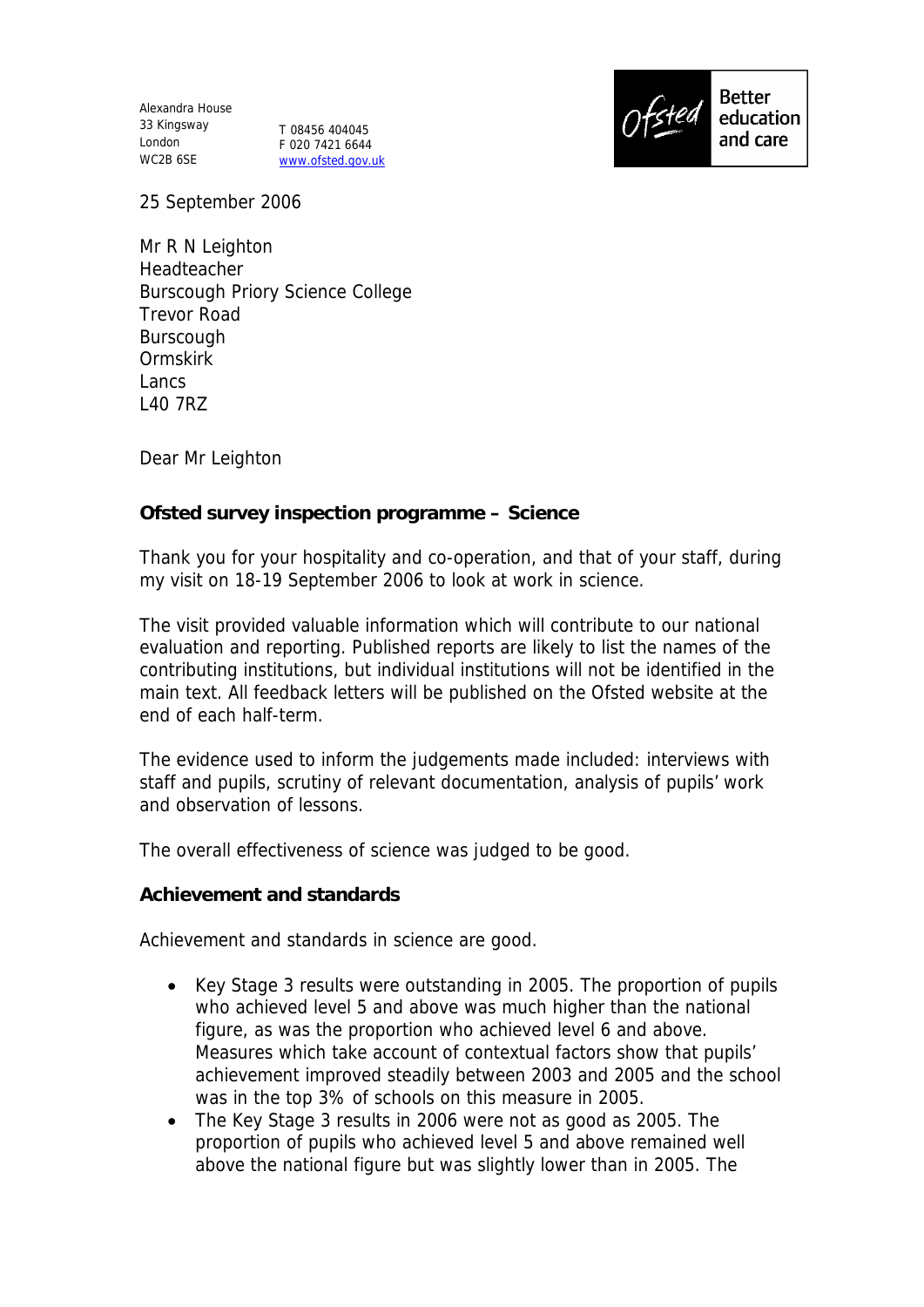Alexandra House
33 Kingsway
London
WC2B 6SE

T 08456 404045
F 020 7421 6644
www.ofsted.gov.uk

Ofsted Better education and care

25 September 2006

Mr R N Leighton
Headteacher
Burscough Priory Science College
Trevor Road
Burscough
Ormskirk
Lancs
L40 7RZ

Dear Mr Leighton

**Ofsted survey inspection programme – Science**

Thank you for your hospitality and co-operation, and that of your staff, during my visit on 18-19 September 2006 to look at work in science.

The visit provided valuable information which will contribute to our national evaluation and reporting. Published reports are likely to list the names of the contributing institutions, but individual institutions will not be identified in the main text. All feedback letters will be published on the Ofsted website at the end of each half-term.

The evidence used to inform the judgements made included: interviews with staff and pupils, scrutiny of relevant documentation, analysis of pupils' work and observation of lessons.

The overall effectiveness of science was judged to be good.

**Achievement and standards**

Achievement and standards in science are good.

- Key Stage 3 results were outstanding in 2005. The proportion of pupils who achieved level 5 and above was much higher than the national figure, as was the proportion who achieved level 6 and above. Measures which take account of contextual factors show that pupils' achievement improved steadily between 2003 and 2005 and the school was in the top 3% of schools on this measure in 2005.
- The Key Stage 3 results in 2006 were not as good as 2005. The proportion of pupils who achieved level 5 and above remained well above the national figure but was slightly lower than in 2005. The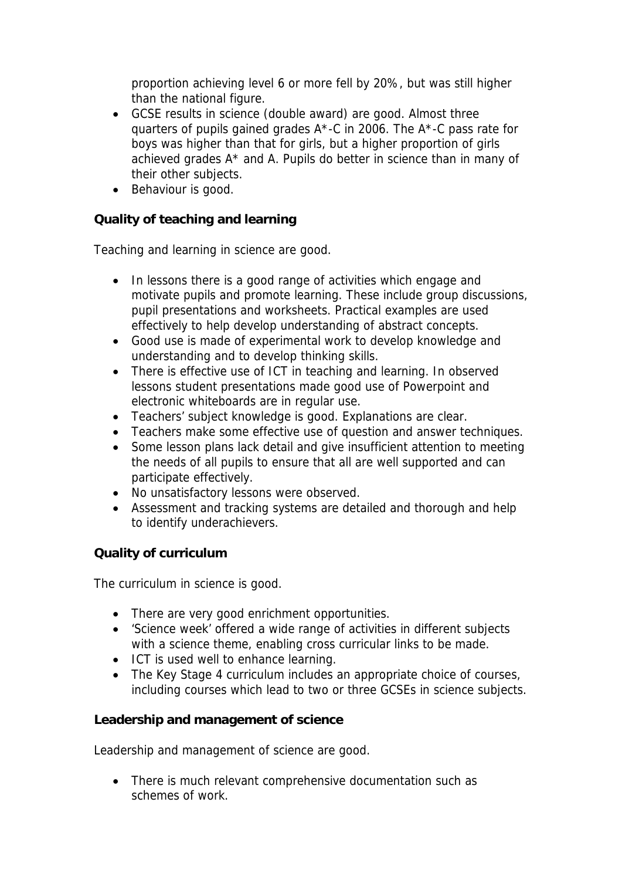proportion achieving level 6 or more fell by 20%, but was still higher than the national figure.

- GCSE results in science (double award) are good. Almost three quarters of pupils gained grades A*-C in 2006. The A*-C pass rate for boys was higher than that for girls, but a higher proportion of girls achieved grades A* and A. Pupils do better in science than in many of their other subjects.
- Behaviour is good.

**Quality of teaching and learning**

Teaching and learning in science are good.

- In lessons there is a good range of activities which engage and motivate pupils and promote learning. These include group discussions, pupil presentations and worksheets. Practical examples are used effectively to help develop understanding of abstract concepts.
- Good use is made of experimental work to develop knowledge and understanding and to develop thinking skills.
- There is effective use of ICT in teaching and learning. In observed lessons student presentations made good use of Powerpoint and electronic whiteboards are in regular use.
- Teachers' subject knowledge is good. Explanations are clear.
- Teachers make some effective use of question and answer techniques.
- Some lesson plans lack detail and give insufficient attention to meeting the needs of all pupils to ensure that all are well supported and can participate effectively.
- No unsatisfactory lessons were observed.
- Assessment and tracking systems are detailed and thorough and help to identify underachievers.

**Quality of curriculum**

The curriculum in science is good.

- There are very good enrichment opportunities.
- 'Science week' offered a wide range of activities in different subjects with a science theme, enabling cross curricular links to be made.
- ICT is used well to enhance learning.
- The Key Stage 4 curriculum includes an appropriate choice of courses, including courses which lead to two or three GCSEs in science subjects.

**Leadership and management of science**

Leadership and management of science are good.

- There is much relevant comprehensive documentation such as schemes of work.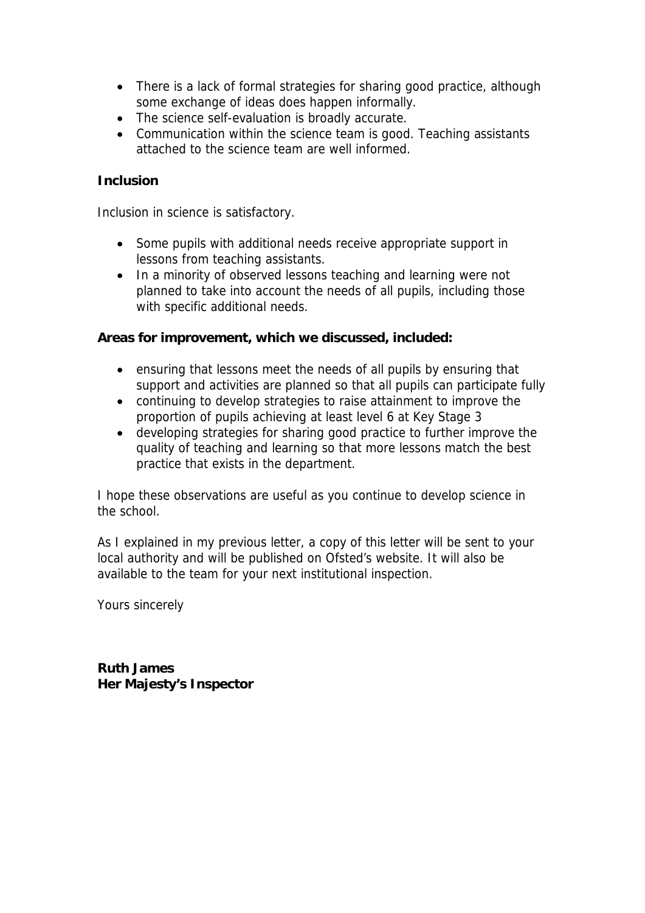- There is a lack of formal strategies for sharing good practice, although some exchange of ideas does happen informally.
- The science self-evaluation is broadly accurate.
- Communication within the science team is good. Teaching assistants attached to the science team are well informed.

**Inclusion**

Inclusion in science is satisfactory.

- Some pupils with additional needs receive appropriate support in lessons from teaching assistants.
- In a minority of observed lessons teaching and learning were not planned to take into account the needs of all pupils, including those with specific additional needs.

**Areas for improvement, which we discussed, included:**

- ensuring that lessons meet the needs of all pupils by ensuring that support and activities are planned so that all pupils can participate fully
- continuing to develop strategies to raise attainment to improve the proportion of pupils achieving at least level 6 at Key Stage 3
- developing strategies for sharing good practice to further improve the quality of teaching and learning so that more lessons match the best practice that exists in the department.

I hope these observations are useful as you continue to develop science in the school.

As I explained in my previous letter, a copy of this letter will be sent to your local authority and will be published on Ofsted's website. It will also be available to the team for your next institutional inspection.

Yours sincerely

**Ruth James**
**Her Majesty's Inspector**